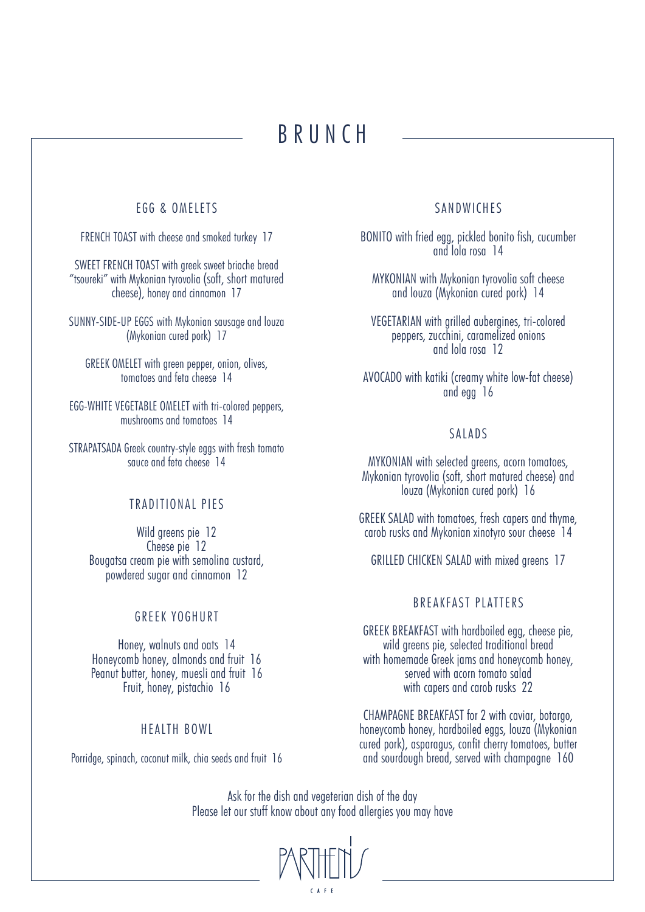# BRUNCH

## EGG & OMELETS

FRENCH TOAST with cheese and smoked turkey 17

SWEET FRENCH TOAST with greek sweet brioche bread "tsoureki" with Mykonian tyrovolia (soft, short matured cheese), honey and cinnamon 17

SUNNY-SIDE-UP EGGS with Mykonian sausage and louza (Mykonian cured pork) 17

GREEK OMELET with green pepper, onion, olives, tomatoes and feta cheese 14

EGG-WHITE VEGETABLE OMELET with tri-colored peppers, mushrooms and tomatoes 14

STRAPATSADA Greek country-style eggs with fresh tomato sauce and feta cheese 14

## TRADITIONAL PIES

Wild greens pie 12
Cheese pie 12
Bougatsa cream pie with semolina custard, powdered sugar and cinnamon 12

## GREEK YOGHURT

Honey, walnuts and oats 14
Honeycomb honey, almonds and fruit 16
Peanut butter, honey, muesli and fruit 16
Fruit, honey, pistachio 16

## HEALTH BOWL

Porridge, spinach, coconut milk, chia seeds and fruit 16

## SANDWICHES

BONITO with fried egg, pickled bonito fish, cucumber and lola rosa 14

MYKONIAN with Mykonian tyrovolia soft cheese and louza (Mykonian cured pork) 14

VEGETARIAN with grilled aubergines, tri-colored peppers, zucchini, caramelized onions and lola rosa 12

AVOCADO with katiki (creamy white low-fat cheese) and egg 16

## SALADS

MYKONIAN with selected greens, acorn tomatoes, Mykonian tyrovolia (soft, short matured cheese) and louza (Mykonian cured pork) 16

GREEK SALAD with tomatoes, fresh capers and thyme, carob rusks and Mykonian xinotyro sour cheese 14

GRILLED CHICKEN SALAD with mixed greens 17

## BREAKFAST PLATTERS

GREEK BREAKFAST with hardboiled egg, cheese pie, wild greens pie, selected traditional bread with homemade Greek jams and honeycomb honey, served with acorn tomato salad with capers and carob rusks 22

CHAMPAGNE BREAKFAST for 2 with caviar, botargo, honeycomb honey, hardboiled eggs, louza (Mykonian cured pork), asparagus, confit cherry tomatoes, butter and sourdough bread, served with champagne 160

Ask for the dish and vegeterian dish of the day
Please let our stuff know about any food allergies you may have

PARTHENIS
CAFE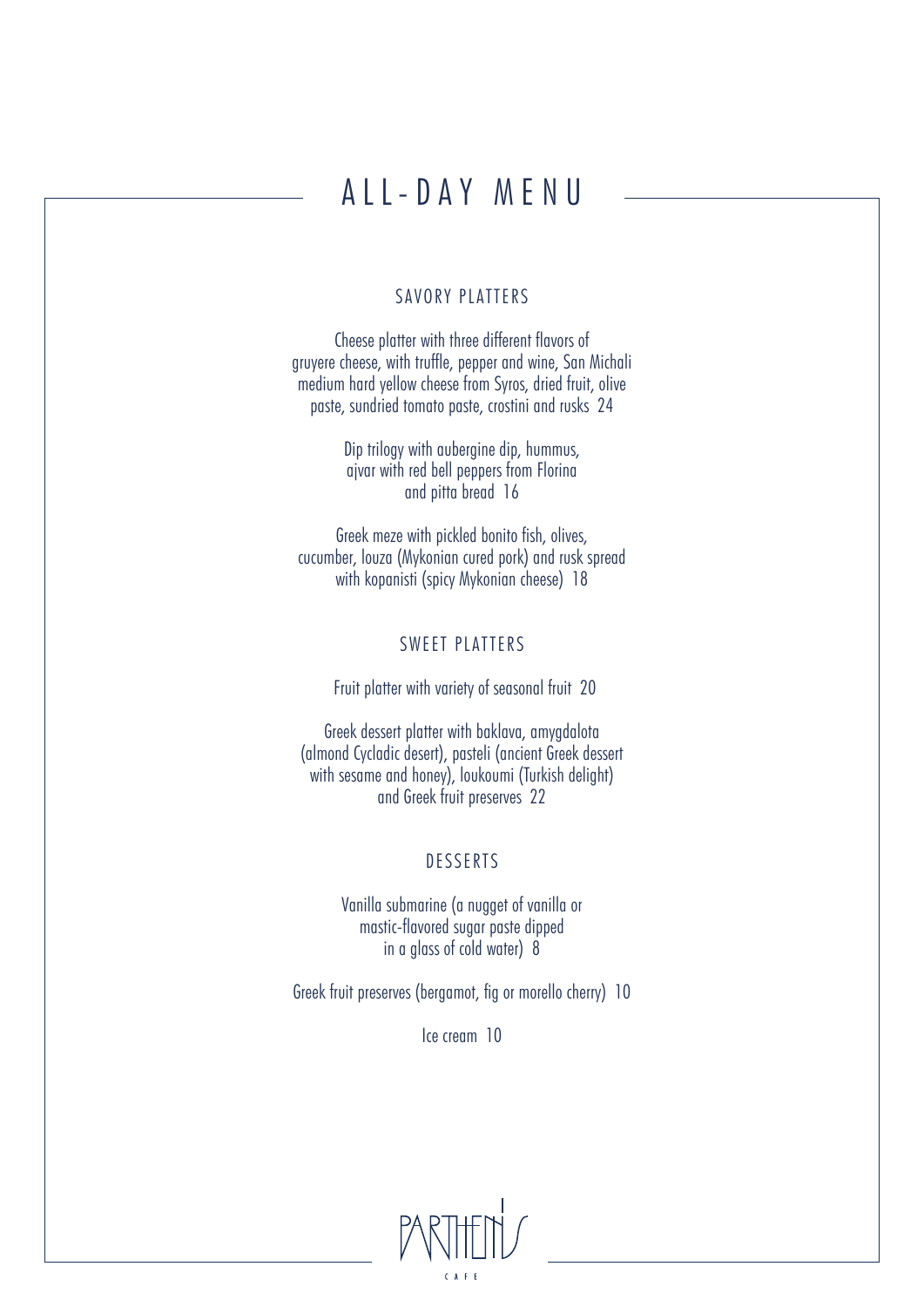# ALL-DAY MENU

## SAVORY PLATTERS

Cheese platter with three different flavors of gruyere cheese, with truffle, pepper and wine, San Michali medium hard yellow cheese from Syros, dried fruit, olive paste, sundried tomato paste, crostini and rusks 24

Dip trilogy with aubergine dip, hummus, ajvar with red bell peppers from Florina and pitta bread 16

Greek meze with pickled bonito fish, olives, cucumber, louza (Mykonian cured pork) and rusk spread with kopanisti (spicy Mykonian cheese) 18

## SWEET PLATTERS

Fruit platter with variety of seasonal fruit 20

Greek dessert platter with baklava, amygdalota (almond Cycladic desert), pasteli (ancient Greek dessert with sesame and honey), loukoumi (Turkish delight) and Greek fruit preserves 22

## DESSERTS

Vanilla submarine (a nugget of vanilla or mastic-flavored sugar paste dipped in a glass of cold water) 8

Greek fruit preserves (bergamot, fig or morello cherry) 10

Ice cream 10

PARTHENIS CAFE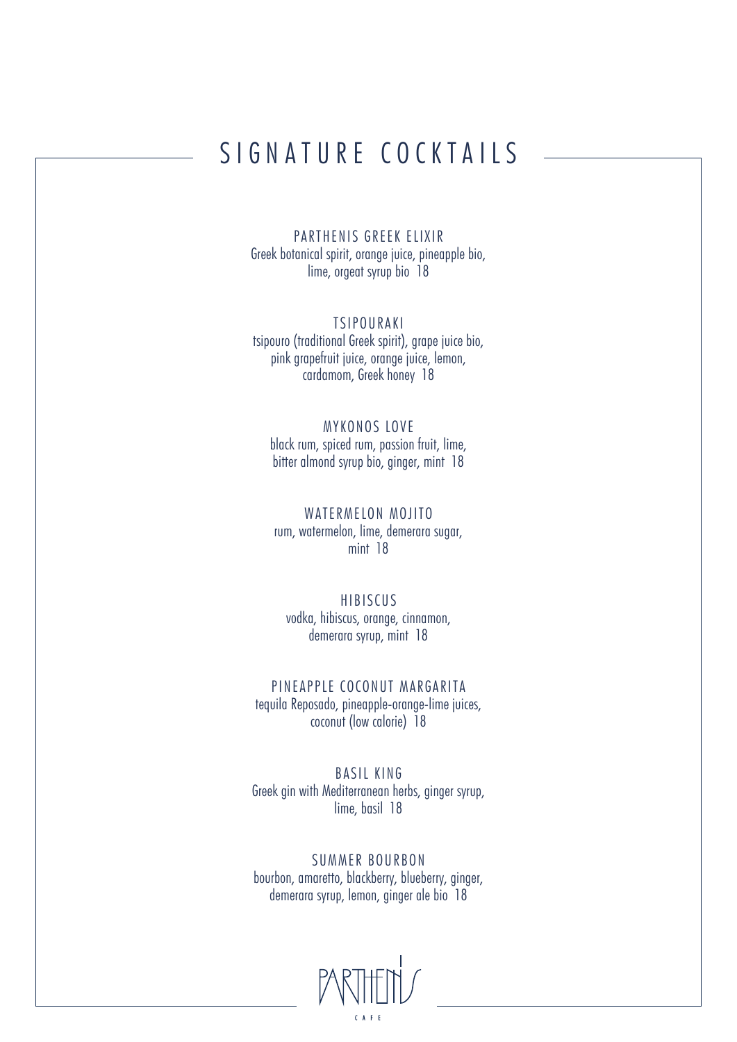# SIGNATURE COCKTAILS

PARTHENIS GREEK ELIXIR
Greek botanical spirit, orange juice, pineapple bio, lime, orgeat syrup bio 18

TSIPOURAKI
tsipouro (traditional Greek spirit), grape juice bio, pink grapefruit juice, orange juice, lemon, cardamom, Greek honey 18

MYKONOS LOVE
black rum, spiced rum, passion fruit, lime, bitter almond syrup bio, ginger, mint 18

WATERMELON MOJITO
rum, watermelon, lime, demerara sugar, mint 18

HIBISCUS
vodka, hibiscus, orange, cinnamon, demerara syrup, mint 18

PINEAPPLE COCONUT MARGARITA
tequila Reposado, pineapple-orange-lime juices, coconut (low calorie) 18

BASIL KING
Greek gin with Mediterranean herbs, ginger syrup, lime, basil 18

SUMMER BOURBON
bourbon, amaretto, blackberry, blueberry, ginger, demerara syrup, lemon, ginger ale bio 18

PARTHENIS
CAFE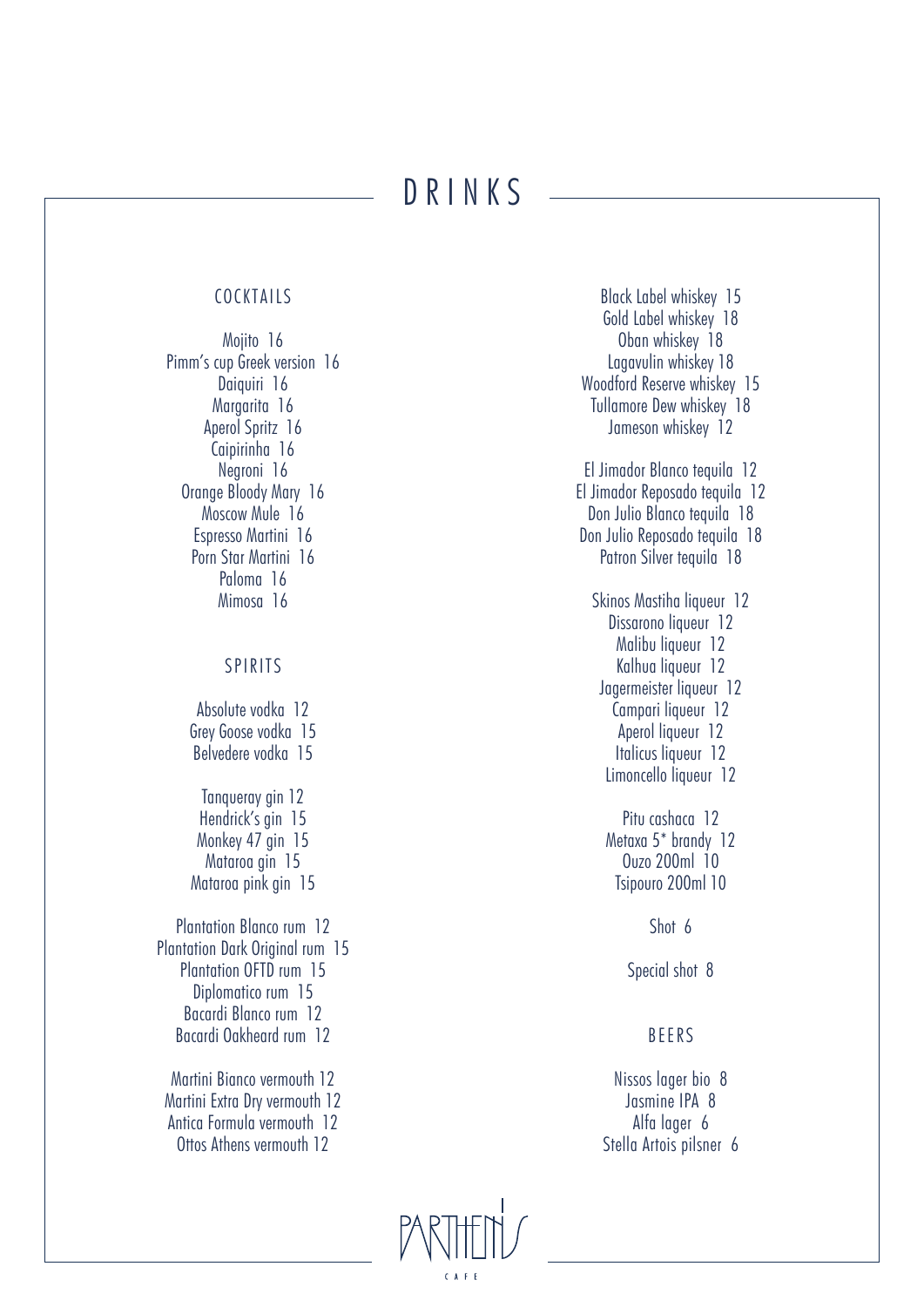# DRINKS

## COCKTAILS

Mojito 16
Pimm's cup Greek version 16
Daiquiri 16
Margarita 16
Aperol Spritz 16
Caipirinha 16
Negroni 16
Orange Bloody Mary 16
Moscow Mule 16
Espresso Martini 16
Porn Star Martini 16
Paloma 16
Mimosa 16

## SPIRITS

Absolute vodka 12
Grey Goose vodka 15
Belvedere vodka 15

Tanqueray gin 12
Hendrick's gin 15
Monkey 47 gin 15
Mataroa gin 15
Mataroa pink gin 15

Plantation Blanco rum 12
Plantation Dark Original rum 15
Plantation OFTD rum 15
Diplomatico rum 15
Bacardi Blanco rum 12
Bacardi Oakheard rum 12

Martini Bianco vermouth 12
Martini Extra Dry vermouth 12
Antica Formula vermouth 12
Ottos Athens vermouth 12

Black Label whiskey 15
Gold Label whiskey 18
Oban whiskey 18
Lagavulin whiskey 18
Woodford Reserve whiskey 15
Tullamore Dew whiskey 18
Jameson whiskey 12

El Jimador Blanco tequila 12
El Jimador Reposado tequila 12
Don Julio Blanco tequila 18
Don Julio Reposado tequila 18
Patron Silver tequila 18

Skinos Mastiha liqueur 12
Dissarono liqueur 12
Malibu liqueur 12
Kalhua liqueur 12
Jagermeister liqueur 12
Campari liqueur 12
Aperol liqueur 12
Italicus liqueur 12
Limoncello liqueur 12

Pitu cashaca 12
Metaxa 5* brandy 12
Ouzo 200ml 10
Tsipouro 200ml 10

Shot 6

Special shot 8

## BEERS

Nissos lager bio 8
Jasmine IPA 8
Alfa lager 6
Stella Artois pilsner 6

PARTHENIS
CAFE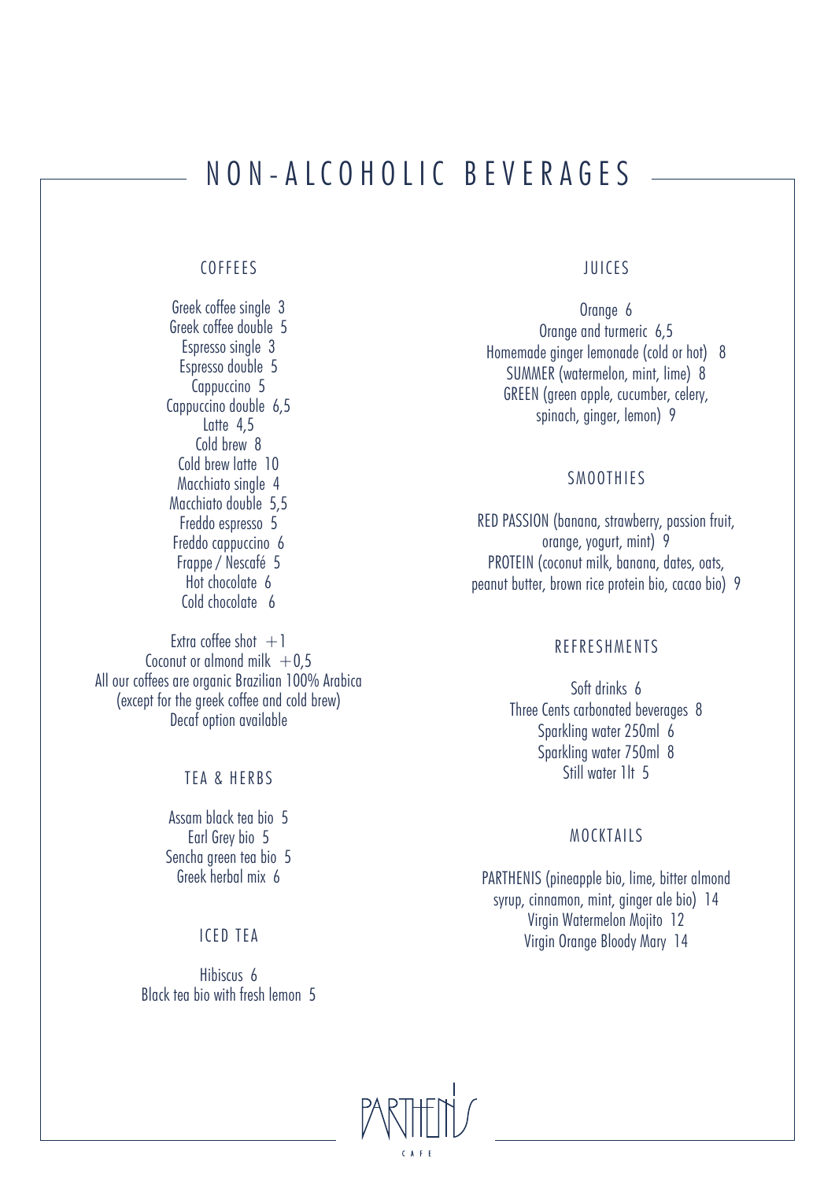# NON-ALCOHOLIC BEVERAGES

## COFFEES

Greek coffee single 3
Greek coffee double 5
Espresso single 3
Espresso double 5
Cappuccino 5
Cappuccino double 6,5
Latte 4,5
Cold brew 8
Cold brew latte 10
Macchiato single 4
Macchiato double 5,5
Freddo espresso 5
Freddo cappuccino 6
Frappe / Nescafé 5
Hot chocolate 6
Cold chocolate 6

Extra coffee shot +1
Coconut or almond milk +0,5
All our coffees are organic Brazilian 100% Arabica
(except for the greek coffee and cold brew)
Decaf option available

## TEA & HERBS

Assam black tea bio 5
Earl Grey bio 5
Sencha green tea bio 5
Greek herbal mix 6

## ICED TEA

Hibiscus 6
Black tea bio with fresh lemon 5

## JUICES

Orange 6
Orange and turmeric 6,5
Homemade ginger lemonade (cold or hot) 8
SUMMER (watermelon, mint, lime) 8
GREEN (green apple, cucumber, celery, spinach, ginger, lemon) 9

## SMOOTHIES

RED PASSION (banana, strawberry, passion fruit, orange, yogurt, mint) 9
PROTEIN (coconut milk, banana, dates, oats, peanut butter, brown rice protein bio, cacao bio) 9

## REFRESHMENTS

Soft drinks 6
Three Cents carbonated beverages 8
Sparkling water 250ml 6
Sparkling water 750ml 8
Still water 1lt 5

## MOCKTAILS

PARTHENIS (pineapple bio, lime, bitter almond syrup, cinnamon, mint, ginger ale bio) 14
Virgin Watermelon Mojito 12
Virgin Orange Bloody Mary 14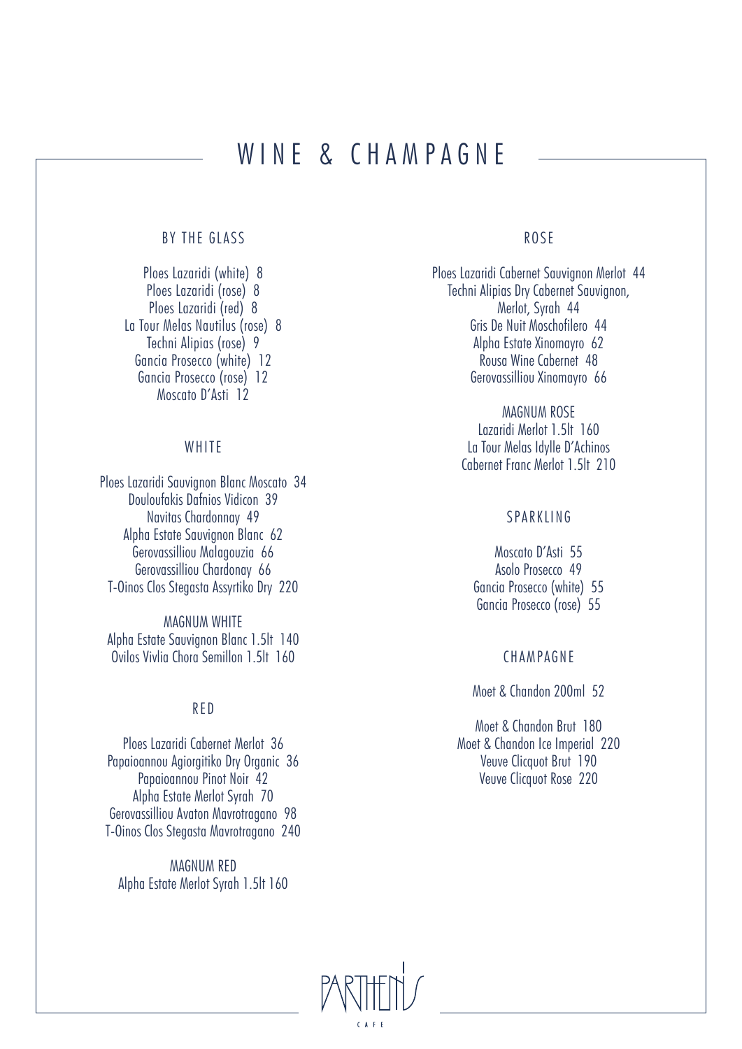# WINE & CHAMPAGNE

## BY THE GLASS

Ploes Lazaridi (white) 8
Ploes Lazaridi (rose) 8
Ploes Lazaridi (red) 8
La Tour Melas Nautilus (rose) 8
Techni Alipias (rose) 9
Gancia Prosecco (white) 12
Gancia Prosecco (rose) 12
Moscato D'Asti 12

## WHITE

Ploes Lazaridi Sauvignon Blanc Moscato 34
Douloufakis Dafnios Vidicon 39
Navitas Chardonnay 49
Alpha Estate Sauvignon Blanc 62
Gerovassilliou Malagouzia 66
Gerovassilliou Chardonay 66
T-Oinos Clos Stegasta Assyrtiko Dry 220

MAGNUM WHITE
Alpha Estate Sauvignon Blanc 1.5lt 140
Ovilos Vivlia Chora Semillon 1.5lt 160

## RED

Ploes Lazaridi Cabernet Merlot 36
Papaioannou Agiorgitiko Dry Organic 36
Papaioannou Pinot Noir 42
Alpha Estate Merlot Syrah 70
Gerovassilliou Avaton Mavrotragano 98
T-Oinos Clos Stegasta Mavrotragano 240

MAGNUM RED
Alpha Estate Merlot Syrah 1.5lt 160

## ROSE

Ploes Lazaridi Cabernet Sauvignon Merlot 44
Techni Alipias Dry Cabernet Sauvignon, Merlot, Syrah 44
Gris De Nuit Moschofilero 44
Alpha Estate Xinomayro 62
Rousa Wine Cabernet 48
Gerovassilliou Xinomayro 66

MAGNUM ROSE
Lazaridi Merlot 1.5lt 160
La Tour Melas Idylle D'Achinos Cabernet Franc Merlot 1.5lt 210

## SPARKLING

Moscato D'Asti 55
Asolo Prosecco 49
Gancia Prosecco (white) 55
Gancia Prosecco (rose) 55

## CHAMPAGNE

Moet & Chandon 200ml 52

Moet & Chandon Brut 180
Moet & Chandon Ice Imperial 220
Veuve Clicquot Brut 190
Veuve Clicquot Rose 220

PARTHENIS
CAFE